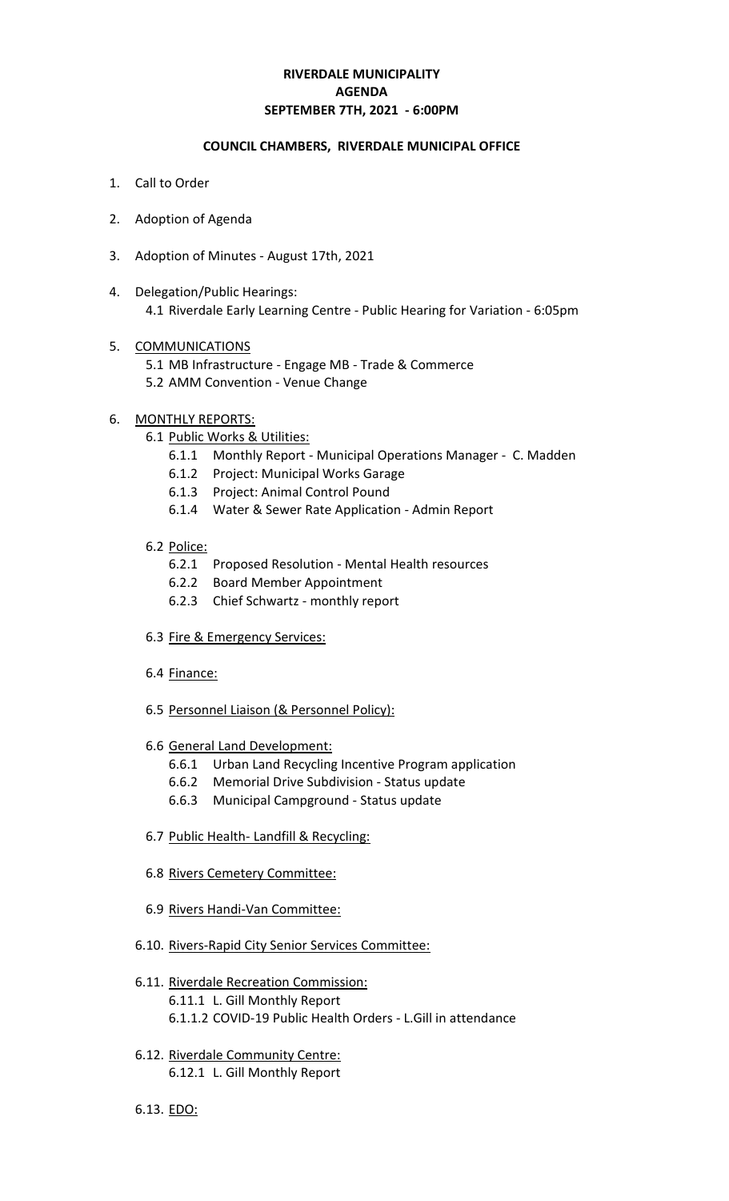# RIVERDALE MUNICIPALITY
# AGENDA
# SEPTEMBER 7TH, 2021 - 6:00PM

## COUNCIL CHAMBERS, RIVERDALE MUNICIPAL OFFICE

1. Call to Order
2. Adoption of Agenda
3. Adoption of Minutes - August 17th, 2021
4. Delegation/Public Hearings:
   - 4.1 Riverdale Early Learning Centre - Public Hearing for Variation - 6:05pm
5. COMMUNICATIONS
   - 5.1 MB Infrastructure - Engage MB - Trade & Commerce
   - 5.2 AMM Convention - Venue Change
6. MONTHLY REPORTS:
   - 6.1 Public Works & Utilities:
     - 6.1.1 Monthly Report - Municipal Operations Manager - C. Madden
     - 6.1.2 Project: Municipal Works Garage
     - 6.1.3 Project: Animal Control Pound
     - 6.1.4 Water & Sewer Rate Application - Admin Report
   - 6.2 Police:
     - 6.2.1 Proposed Resolution - Mental Health resources
     - 6.2.2 Board Member Appointment
     - 6.2.3 Chief Schwartz - monthly report
   - 6.3 Fire & Emergency Services:
   - 6.4 Finance:
   - 6.5 Personnel Liaison (& Personnel Policy):
   - 6.6 General Land Development:
     - 6.6.1 Urban Land Recycling Incentive Program application
     - 6.6.2 Memorial Drive Subdivision - Status update
     - 6.6.3 Municipal Campground - Status update
   - 6.7 Public Health- Landfill & Recycling:
   - 6.8 Rivers Cemetery Committee:
   - 6.9 Rivers Handi-Van Committee:
   - 6.10. Rivers-Rapid City Senior Services Committee:
   - 6.11. Riverdale Recreation Commission:
     - 6.11.1 L. Gill Monthly Report
     - 6.1.1.2 COVID-19 Public Health Orders - L.Gill in attendance
   - 6.12. Riverdale Community Centre:
     - 6.12.1 L. Gill Monthly Report
   - 6.13. EDO: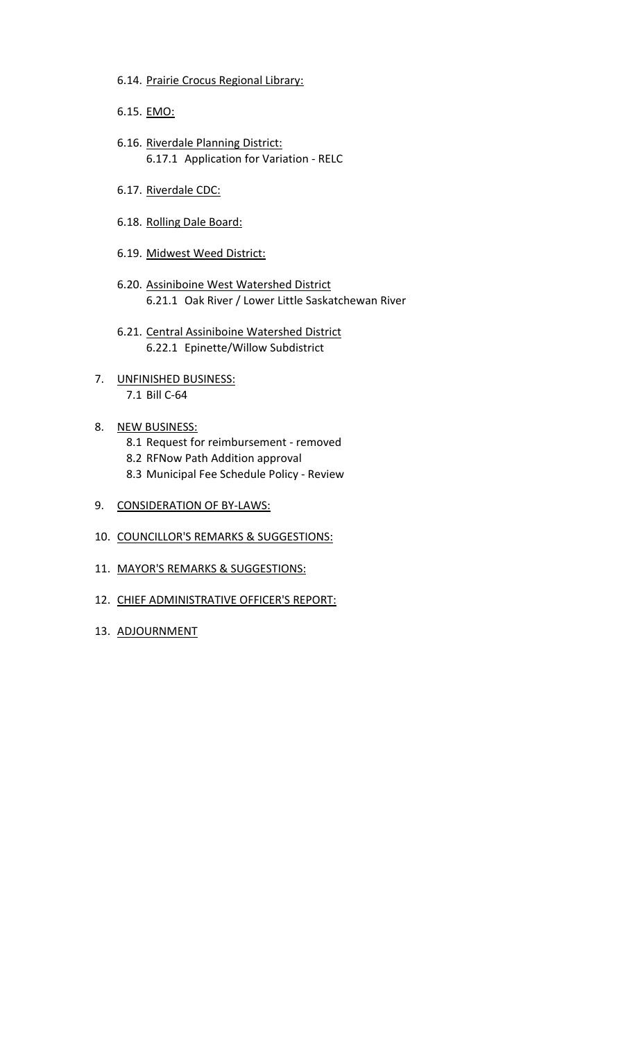- 6.14. Prairie Crocus Regional Library:
- 6.15. EMO:
- 6.16. Riverdale Planning District:
  - 6.17.1 Application for Variation - RELC
- 6.17. Riverdale CDC:
- 6.18. Rolling Dale Board:
- 6.19. Midwest Weed District:
- 6.20. Assiniboine West Watershed District
  - 6.21.1 Oak River / Lower Little Saskatchewan River
- 6.21. Central Assiniboine Watershed District
  - 6.22.1 Epinette/Willow Subdistrict

7. UNFINISHED BUSINESS:
   - 7.1 Bill C-64
8. NEW BUSINESS:
   - 8.1 Request for reimbursement - removed
   - 8.2 RFNow Path Addition approval
   - 8.3 Municipal Fee Schedule Policy - Review
9. CONSIDERATION OF BY-LAWS:
10. COUNCILLOR'S REMARKS & SUGGESTIONS:
11. MAYOR'S REMARKS & SUGGESTIONS:
12. CHIEF ADMINISTRATIVE OFFICER'S REPORT:
13. ADJOURNMENT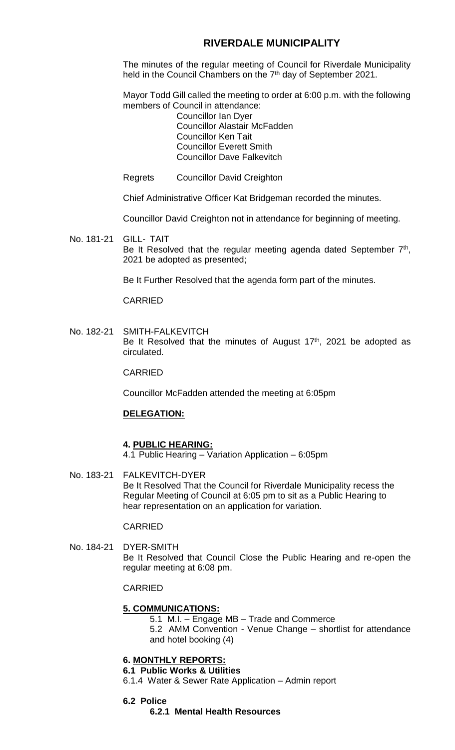# RIVERDALE MUNICIPALITY

The minutes of the regular meeting of Council for Riverdale Municipality held in the Council Chambers on the 7th day of September 2021.

Mayor Todd Gill called the meeting to order at 6:00 p.m. with the following members of Council in attendance:

Councillor Ian Dyer
Councillor Alastair McFadden
Councillor Ken Tait
Councillor Everett Smith
Councillor Dave Falkevitch

Regrets Councillor David Creighton

Chief Administrative Officer Kat Bridgeman recorded the minutes.

Councillor David Creighton not in attendance for beginning of meeting.

No. 181-21 GILL- TAIT

Be It Resolved that the regular meeting agenda dated September 7th, 2021 be adopted as presented;

Be It Further Resolved that the agenda form part of the minutes.

CARRIED

No. 182-21 SMITH-FALKEVITCH

Be It Resolved that the minutes of August 17th, 2021 be adopted as circulated.

CARRIED

Councillor McFadden attended the meeting at 6:05pm

**DELEGATION:**

**4. PUBLIC HEARING:**

4.1 Public Hearing – Variation Application – 6:05pm

No. 183-21 FALKEVITCH-DYER

Be It Resolved That the Council for Riverdale Municipality recess the Regular Meeting of Council at 6:05 pm to sit as a Public Hearing to hear representation on an application for variation.

CARRIED

No. 184-21 DYER-SMITH

Be It Resolved that Council Close the Public Hearing and re-open the regular meeting at 6:08 pm.

CARRIED

**5. COMMUNICATIONS:**

5.1 M.I. – Engage MB – Trade and Commerce
5.2 AMM Convention - Venue Change – shortlist for attendance and hotel booking (4)

**6. MONTHLY REPORTS:**

**6.1 Public Works & Utilities**

6.1.4 Water & Sewer Rate Application – Admin report

**6.2 Police**

**6.2.1 Mental Health Resources**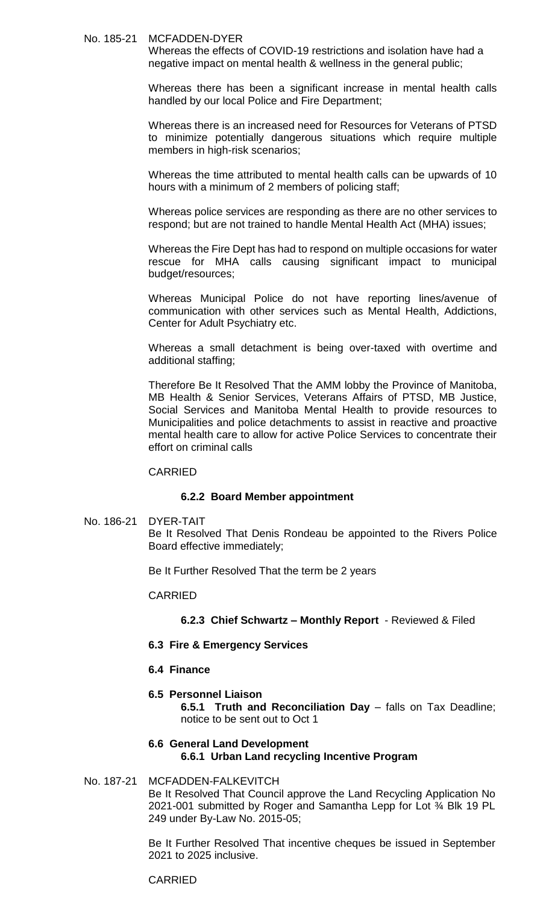No. 185-21 MCFADDEN-DYER

Whereas the effects of COVID-19 restrictions and isolation have had a negative impact on mental health & wellness in the general public;

Whereas there has been a significant increase in mental health calls handled by our local Police and Fire Department;

Whereas there is an increased need for Resources for Veterans of PTSD to minimize potentially dangerous situations which require multiple members in high-risk scenarios;

Whereas the time attributed to mental health calls can be upwards of 10 hours with a minimum of 2 members of policing staff;

Whereas police services are responding as there are no other services to respond; but are not trained to handle Mental Health Act (MHA) issues;

Whereas the Fire Dept has had to respond on multiple occasions for water rescue for MHA calls causing significant impact to municipal budget/resources;

Whereas Municipal Police do not have reporting lines/avenue of communication with other services such as Mental Health, Addictions, Center for Adult Psychiatry etc.

Whereas a small detachment is being over-taxed with overtime and additional staffing;

Therefore Be It Resolved That the AMM lobby the Province of Manitoba, MB Health & Senior Services, Veterans Affairs of PTSD, MB Justice, Social Services and Manitoba Mental Health to provide resources to Municipalities and police detachments to assist in reactive and proactive mental health care to allow for active Police Services to concentrate their effort on criminal calls

CARRIED

**6.2.2 Board Member appointment**

No. 186-21 DYER-TAIT

Be It Resolved That Denis Rondeau be appointed to the Rivers Police Board effective immediately;

Be It Further Resolved That the term be 2 years

CARRIED

**6.2.3 Chief Schwartz – Monthly Report** - Reviewed & Filed

**6.3 Fire & Emergency Services**

**6.4 Finance**

**6.5 Personnel Liaison**

**6.5.1 Truth and Reconciliation Day** – falls on Tax Deadline; notice to be sent out to Oct 1

**6.6 General Land Development**

**6.6.1 Urban Land recycling Incentive Program**

No. 187-21 MCFADDEN-FALKEVITCH

Be It Resolved That Council approve the Land Recycling Application No 2021-001 submitted by Roger and Samantha Lepp for Lot ¾ Blk 19 PL 249 under By-Law No. 2015-05;

Be It Further Resolved That incentive cheques be issued in September 2021 to 2025 inclusive.

CARRIED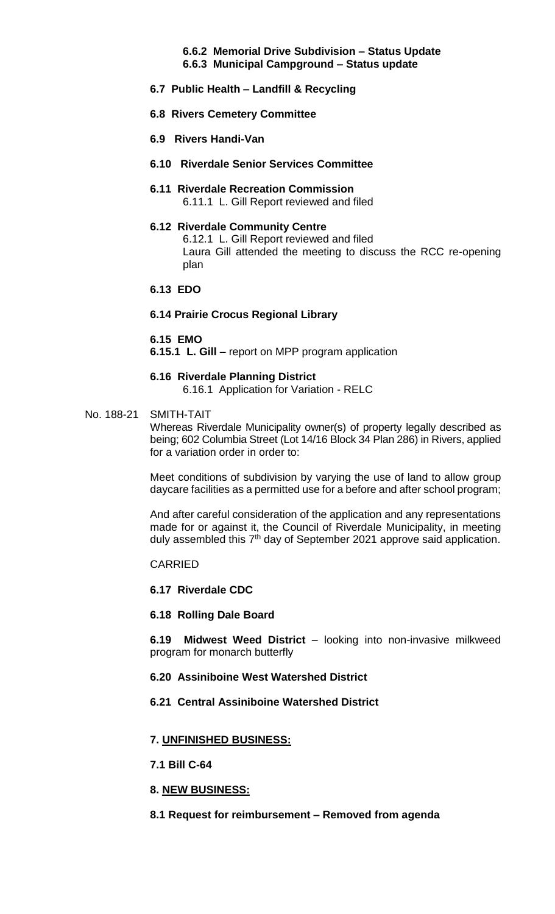**6.6.2 Memorial Drive Subdivision – Status Update**
**6.6.3 Municipal Campground – Status update**

**6.7 Public Health – Landfill & Recycling**

**6.8 Rivers Cemetery Committee**

**6.9 Rivers Handi-Van**

**6.10 Riverdale Senior Services Committee**

**6.11 Riverdale Recreation Commission**

6.11.1 L. Gill Report reviewed and filed

**6.12 Riverdale Community Centre**

6.12.1 L. Gill Report reviewed and filed
Laura Gill attended the meeting to discuss the RCC re-opening plan

**6.13 EDO**

**6.14 Prairie Crocus Regional Library**

**6.15 EMO**

**6.15.1 L. Gill** – report on MPP program application

**6.16 Riverdale Planning District**

6.16.1 Application for Variation - RELC

No. 188-21 SMITH-TAIT

Whereas Riverdale Municipality owner(s) of property legally described as being; 602 Columbia Street (Lot 14/16 Block 34 Plan 286) in Rivers, applied for a variation order in order to:

Meet conditions of subdivision by varying the use of land to allow group daycare facilities as a permitted use for a before and after school program;

And after careful consideration of the application and any representations made for or against it, the Council of Riverdale Municipality, in meeting duly assembled this 7th day of September 2021 approve said application.

CARRIED

**6.17 Riverdale CDC**

**6.18 Rolling Dale Board**

**6.19 Midwest Weed District** – looking into non-invasive milkweed program for monarch butterfly

**6.20 Assiniboine West Watershed District**

**6.21 Central Assiniboine Watershed District**

**7. UNFINISHED BUSINESS:**

**7.1 Bill C-64**

**8. NEW BUSINESS:**

**8.1 Request for reimbursement – Removed from agenda**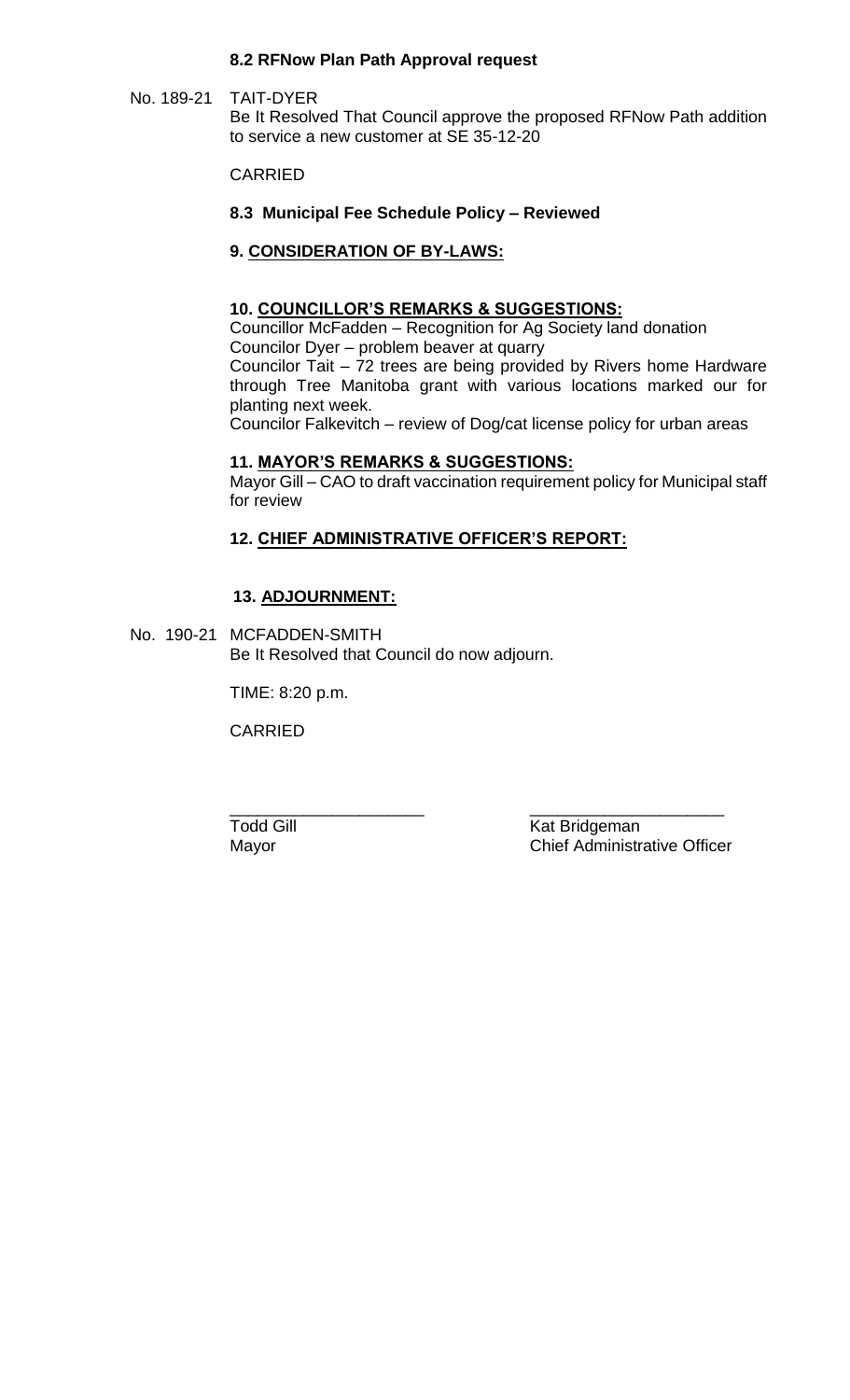**8.2 RFNow Plan Path Approval request**

No. 189-21 TAIT-DYER

Be It Resolved That Council approve the proposed RFNow Path addition to service a new customer at SE 35-12-20

CARRIED

**8.3 Municipal Fee Schedule Policy – Reviewed**

**9. CONSIDERATION OF BY-LAWS:**

**10. COUNCILLOR'S REMARKS & SUGGESTIONS:**

Councillor McFadden – Recognition for Ag Society land donation

Councilor Dyer – problem beaver at quarry

Councilor Tait – 72 trees are being provided by Rivers home Hardware through Tree Manitoba grant with various locations marked our for planting next week.

Councilor Falkevitch – review of Dog/cat license policy for urban areas

**11. MAYOR'S REMARKS & SUGGESTIONS:**

Mayor Gill – CAO to draft vaccination requirement policy for Municipal staff for review

**12. CHIEF ADMINISTRATIVE OFFICER'S REPORT:**

**13. ADJOURNMENT:**

No. 190-21 MCFADDEN-SMITH

Be It Resolved that Council do now adjourn.

TIME: 8:20 p.m.

CARRIED

_____________________ _____________________

Todd Gill — Mayor

Kat Bridgeman — Chief Administrative Officer